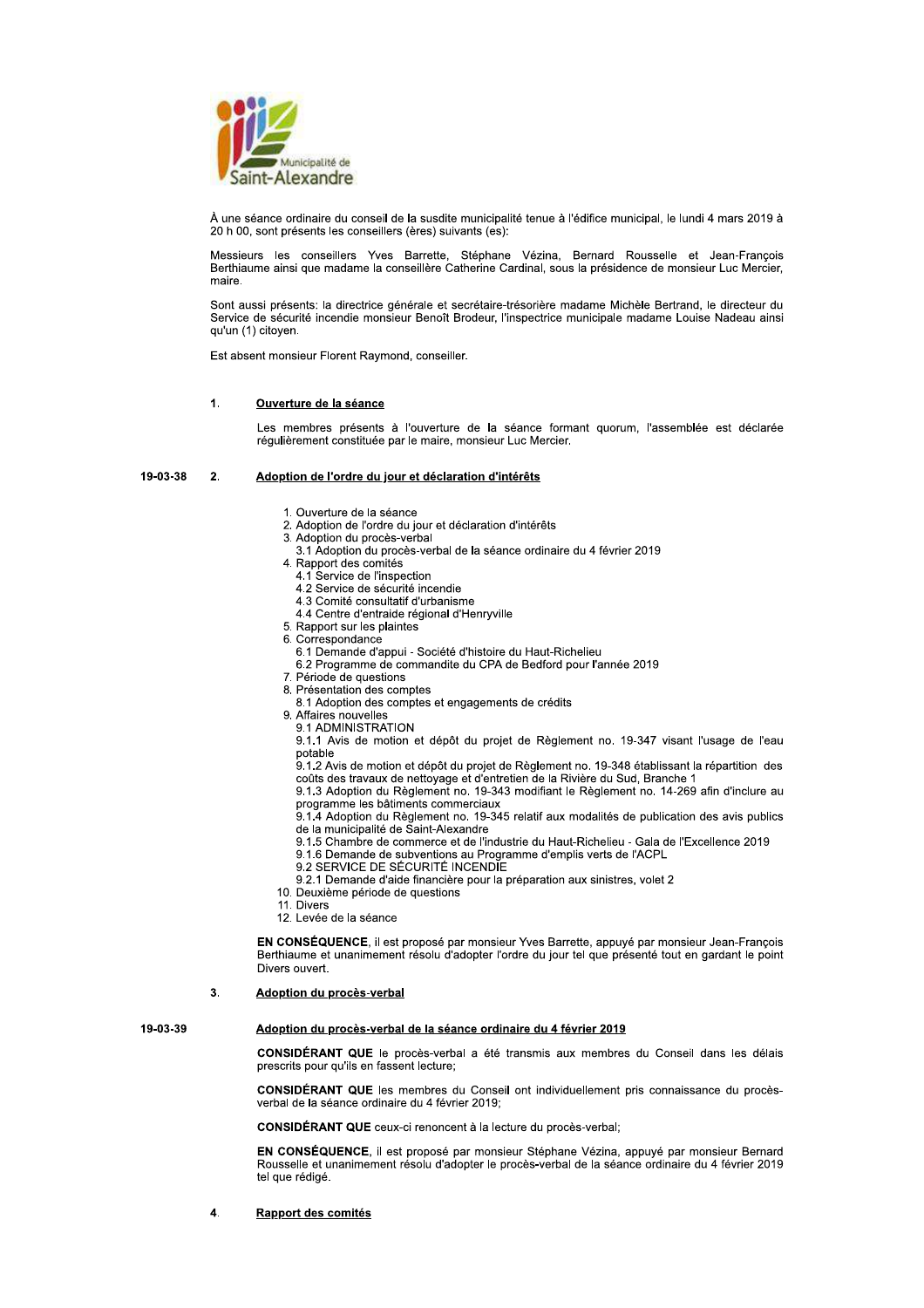Municipalité de Saint-Alexandre

À une séance ordinaire du conseil de la susdite municipalité tenue à l'édifice municipal, le lundi 4 mars 2019 à 20 h 00, sont présents les conseillers (ères) suivants (es):

Messieurs les conseillers Yves Barrette, Stéphane Vézina, Bernard Rousselle et Jean-François Berthiaume ainsi que madame la conseillère Catherine Cardinal, sous la présidence de monsieur Luc Mercier, maire.

Sont aussi présents: la directrice générale et secrétaire-trésorière madame Michèle Bertrand, le directeur du Service de sécurité incendie monsieur Benoît Brodeur, l'inspectrice municipale madame Louise Nadeau ainsi qu'un (1) citoyen.

Est absent monsieur Florent Raymond, conseiller.

## 1. Ouverture de la séance

Les membres présents à l'ouverture de la séance formant quorum, l'assemblée est déclarée régulièrement constituée par le maire, monsieur Luc Mercier.

## 19-03-38 2. Adoption de l'ordre du jour et déclaration d'intérêts

1. Ouverture de la séance
2. Adoption de l'ordre du jour et déclaration d'intérêts
3. Adoption du procès-verbal
   - 3.1 Adoption du procès-verbal de la séance ordinaire du 4 février 2019
4. Rapport des comités
   - 4.1 Service de l'inspection
   - 4.2 Service de sécurité incendie
   - 4.3 Comité consultatif d'urbanisme
   - 4.4 Centre d'entraide régional d'Henryville
5. Rapport sur les plaintes
6. Correspondance
   - 6.1 Demande d'appui - Société d'histoire du Haut-Richelieu
   - 6.2 Programme de commandite du CPA de Bedford pour l'année 2019
7. Période de questions
8. Présentation des comptes
   - 8.1 Adoption des comptes et engagements de crédits
9. Affaires nouvelles
   - 9.1 ADMINISTRATION
   - 9.1.1 Avis de motion et dépôt du projet de Règlement no. 19-347 visant l'usage de l'eau potable
   - 9.1.2 Avis de motion et dépôt du projet de Règlement no. 19-348 établissant la répartition des coûts des travaux de nettoyage et d'entretien de la Rivière du Sud, Branche 1
   - 9.1.3 Adoption du Règlement no. 19-343 modifiant le Règlement no. 14-269 afin d'inclure au programme les bâtiments commerciaux
   - 9.1.4 Adoption du Règlement no. 19-345 relatif aux modalités de publication des avis publics de la municipalité de Saint-Alexandre
   - 9.1.5 Chambre de commerce et de l'industrie du Haut-Richelieu - Gala de l'Excellence 2019
   - 9.1.6 Demande de subventions au Programme d'emplis verts de l'ACPL
   - 9.2 SERVICE DE SÉCURITÉ INCENDIE
   - 9.2.1 Demande d'aide financière pour la préparation aux sinistres, volet 2
10. Deuxième période de questions
11. Divers
12. Levée de la séance

**EN CONSÉQUENCE**, il est proposé par monsieur Yves Barrette, appuyé par monsieur Jean-François Berthiaume et unanimement résolu d'adopter l'ordre du jour tel que présenté tout en gardant le point Divers ouvert.

## 3. Adoption du procès-verbal

### 19-03-39 Adoption du procès-verbal de la séance ordinaire du 4 février 2019

**CONSIDÉRANT QUE** le procès-verbal a été transmis aux membres du Conseil dans les délais prescrits pour qu'ils en fassent lecture;

**CONSIDÉRANT QUE** les membres du Conseil ont individuellement pris connaissance du procès-verbal de la séance ordinaire du 4 février 2019;

**CONSIDÉRANT QUE** ceux-ci renoncent à la lecture du procès-verbal;

**EN CONSÉQUENCE**, il est proposé par monsieur Stéphane Vézina, appuyé par monsieur Bernard Rousselle et unanimement résolu d'adopter le procès-verbal de la séance ordinaire du 4 février 2019 tel que rédigé.

## 4. Rapport des comités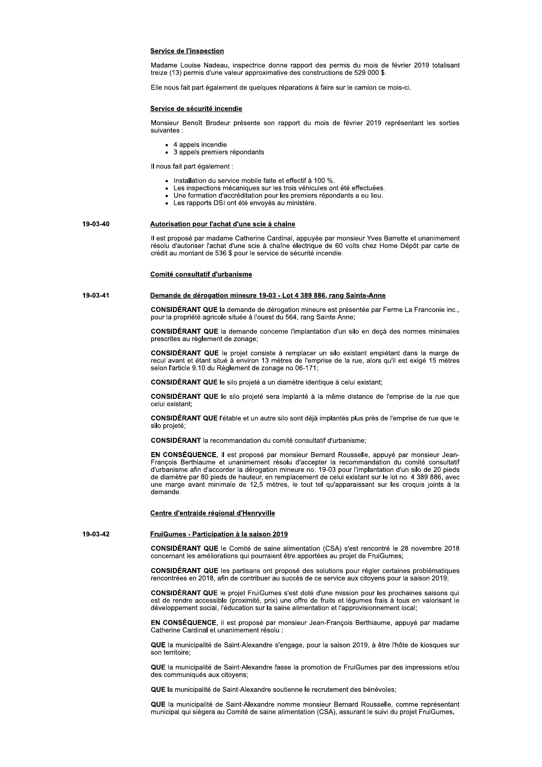**Service de l'inspection**

Madame Louise Nadeau, inspectrice donne rapport des permis du mois de février 2019 totalisant treize (13) permis d'une valeur approximative des constructions de 529 000 $.

Elle nous fait part également de quelques réparations à faire sur le camion ce mois-ci.

**Service de sécurité incendie**

Monsieur Benoît Brodeur présente son rapport du mois de février 2019 représentant les sorties suivantes :

- 4 appels incendie
- 3 appels premiers répondants

Il nous fait part également :

- Installation du service mobile faite et effectif à 100 %.
- Les inspections mécaniques sur les trois véhicules ont été effectuées.
- Une formation d'accréditation pour les premiers répondants a eu lieu.
- Les rapports DSI ont été envoyés au ministère.

**19-03-40** **Autorisation pour l'achat d'une scie à chaîne**

Il est proposé par madame Catherine Cardinal, appuyée par monsieur Yves Barrette et unanimement résolu d'autoriser l'achat d'une scie à chaîne électrique de 60 volts chez Home Dépôt par carte de crédit au montant de 536 $ pour le service de sécurité incendie.

**Comité consultatif d'urbanisme**

**19-03-41** **Demande de dérogation mineure 19-03 - Lot 4 389 886, rang Sainte-Anne**

**CONSIDÉRANT QUE** la demande de dérogation mineure est présentée par Ferme La Franconie inc., pour la propriété agricole située à l'ouest du 564, rang Sainte Anne;

**CONSIDÉRANT QUE** la demande concerne l'implantation d'un silo en deçà des normes minimales prescrites au règlement de zonage;

**CONSIDÉRANT QUE** le projet consiste à remplacer un silo existant empiétant dans la marge de recul avant et étant situé à environ 13 mètres de l'emprise de la rue, alors qu'il est exigé 15 mètres selon l'article 9.10 du Règlement de zonage no 06-171;

**CONSIDÉRANT QUE** le silo projeté a un diamètre identique à celui existant;

**CONSIDÉRANT QUE** le silo projeté sera implanté à la même distance de l'emprise de la rue que celui existant;

**CONSIDÉRANT QUE** l'étable et un autre silo sont déjà implantés plus près de l'emprise de rue que le silo projeté;

**CONSIDÉRANT** la recommandation du comité consultatif d'urbanisme;

**EN CONSÉQUENCE**, il est proposé par monsieur Bernard Rousselle, appuyé par monsieur Jean-François Berthiaume et unanimement résolu d'accepter la recommandation du comité consultatif d'urbanisme afin d'accorder la dérogation mineure no. 19-03 pour l'implantation d'un silo de 20 pieds de diamètre par 80 pieds de hauteur, en remplacement de celui existant sur le lot no. 4 389 886, avec une marge avant minimale de 12,5 mètres, le tout tel qu'apparaissant sur les croquis joints à la demande.

**Centre d'entraide régional d'Henryville**

**19-03-42** **FruiGumes - Participation à la saison 2019**

**CONSIDÉRANT QUE** le Comité de saine alimentation (CSA) s'est rencontré le 28 novembre 2018 concernant les améliorations qui pourraient être apportées au projet de FruiGumes;

**CONSIDÉRANT QUE** les partisans ont proposé des solutions pour régler certaines problématiques rencontrées en 2018, afin de contribuer au succès de ce service aux citoyens pour la saison 2019;

**CONSIDÉRANT QUE** le projet FruiGumes s'est doté d'une mission pour les prochaines saisons qui est de rendre accessible (proximité, prix) une offre de fruits et légumes frais à tous en valorisant le développement social, l'éducation sur la saine alimentation et l'approvisionnement local;

**EN CONSÉQUENCE**, il est proposé par monsieur Jean-François Berthiaume, appuyé par madame Catherine Cardinal et unanimement résolu :

**QUE** la municipalité de Saint-Alexandre s'engage, pour la saison 2019, à être l'hôte de kiosques sur son territoire;

**QUE** la municipalité de Saint-Alexandre fasse la promotion de FruiGumes par des impressions et/ou des communiqués aux citoyens;

**QUE** la municipalité de Saint-Alexandre soutienne le recrutement des bénévoles;

**QUE** la municipalité de Saint-Alexandre nomme monsieur Bernard Rousselle, comme représentant municipal qui siègera au Comité de saine alimentation (CSA), assurant le suivi du projet FruiGumes.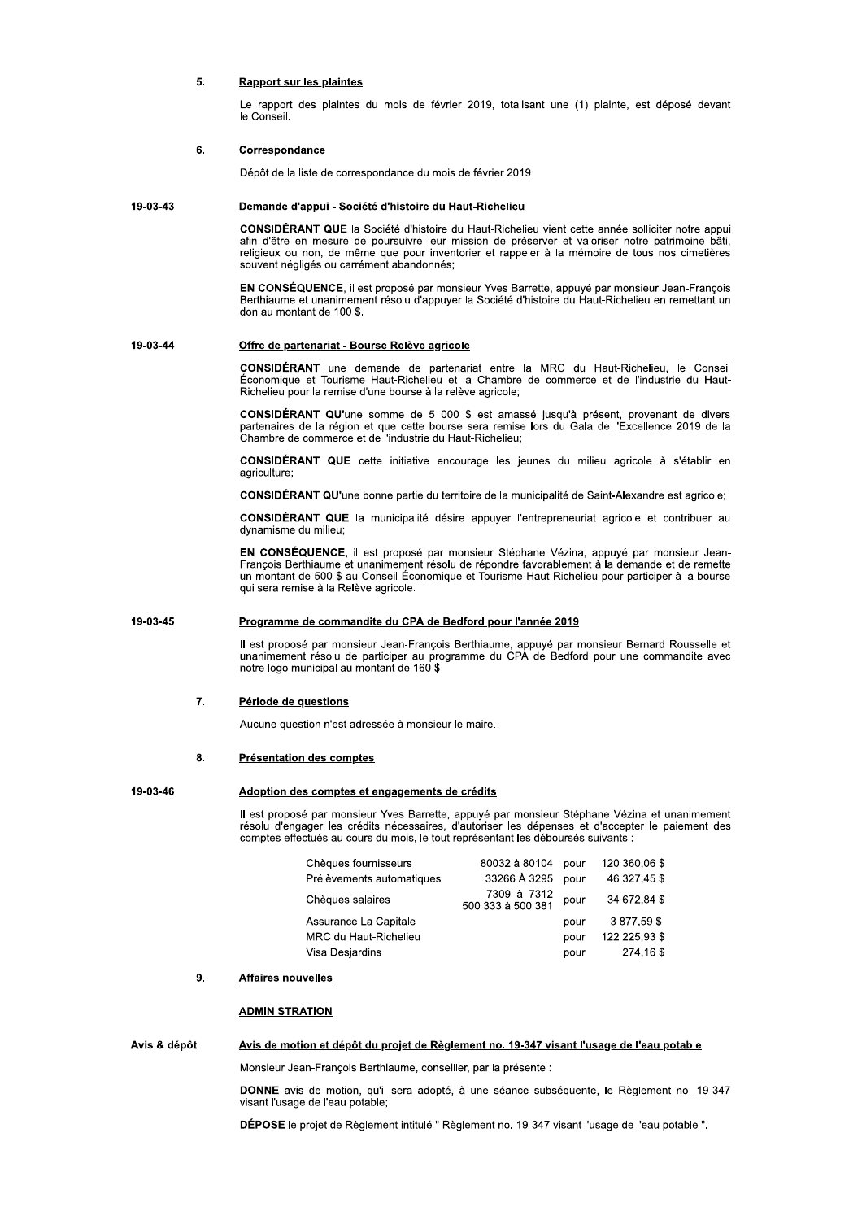**5. Rapport sur les plaintes**

Le rapport des plaintes du mois de février 2019, totalisant une (1) plainte, est déposé devant le Conseil.

**6. Correspondance**

Dépôt de la liste de correspondance du mois de février 2019.

**19-03-43 Demande d'appui - Société d'histoire du Haut-Richelieu**

**CONSIDÉRANT QUE** la Société d'histoire du Haut-Richelieu vient cette année solliciter notre appui afin d'être en mesure de poursuivre leur mission de préserver et valoriser notre patrimoine bâti, religieux ou non, de même que pour inventorier et rappeler à la mémoire de tous nos cimetières souvent négligés ou carrément abandonnés;

**EN CONSÉQUENCE**, il est proposé par monsieur Yves Barrette, appuyé par monsieur Jean-François Berthiaume et unanimement résolu d'appuyer la Société d'histoire du Haut-Richelieu en remettant un don au montant de 100 $.

**19-03-44 Offre de partenariat - Bourse Relève agricole**

**CONSIDÉRANT** une demande de partenariat entre la MRC du Haut-Richelieu, le Conseil Économique et Tourisme Haut-Richelieu et la Chambre de commerce et de l'industrie du Haut-Richelieu pour la remise d'une bourse à la relève agricole;

**CONSIDÉRANT QU'**une somme de 5 000 $ est amassé jusqu'à présent, provenant de divers partenaires de la région et que cette bourse sera remise lors du Gala de l'Excellence 2019 de la Chambre de commerce et de l'industrie du Haut-Richelieu;

**CONSIDÉRANT QUE** cette initiative encourage les jeunes du milieu agricole à s'établir en agriculture;

**CONSIDÉRANT QU'**une bonne partie du territoire de la municipalité de Saint-Alexandre est agricole;

**CONSIDÉRANT QUE** la municipalité désire appuyer l'entrepreneuriat agricole et contribuer au dynamisme du milieu;

**EN CONSÉQUENCE**, il est proposé par monsieur Stéphane Vézina, appuyé par monsieur Jean-François Berthiaume et unanimement résolu de répondre favorablement à la demande et de remette un montant de 500 $ au Conseil Économique et Tourisme Haut-Richelieu pour participer à la bourse qui sera remise à la Relève agricole.

**19-03-45 Programme de commandite du CPA de Bedford pour l'année 2019**

Il est proposé par monsieur Jean-François Berthiaume, appuyé par monsieur Bernard Rousselle et unanimement résolu de participer au programme du CPA de Bedford pour une commandite avec notre logo municipal au montant de 160 $.

**7. Période de questions**

Aucune question n'est adressée à monsieur le maire.

**8. Présentation des comptes**

**19-03-46 Adoption des comptes et engagements de crédits**

Il est proposé par monsieur Yves Barrette, appuyé par monsieur Stéphane Vézina et unanimement résolu d'engager les crédits nécessaires, d'autoriser les dépenses et d'accepter le paiement des comptes effectués au cours du mois, le tout représentant les déboursés suivants :

| | | | |
|---|---|---|---|
| Chèques fournisseurs | 80032 à 80104 | pour | 120 360,06 $ |
| Prélèvements automatiques | 33266 À 3295 | pour | 46 327,45 $ |
| Chèques salaires | 7309 à 7312<br>500 333 à 500 381 | pour | 34 672,84 $ |
| Assurance La Capitale | | pour | 3 877,59 $ |
| MRC du Haut-Richelieu | | pour | 122 225,93 $ |
| Visa Desjardins | | pour | 274,16 $ |

**9. Affaires nouvelles**

**ADMINISTRATION**

**Avis & dépôt Avis de motion et dépôt du projet de Règlement no. 19-347 visant l'usage de l'eau potable**

Monsieur Jean-François Berthiaume, conseiller, par la présente :

**DONNE** avis de motion, qu'il sera adopté, à une séance subséquente, le Règlement no. 19-347 visant l'usage de l'eau potable;

**DÉPOSE** le projet de Règlement intitulé " Règlement no. 19-347 visant l'usage de l'eau potable ".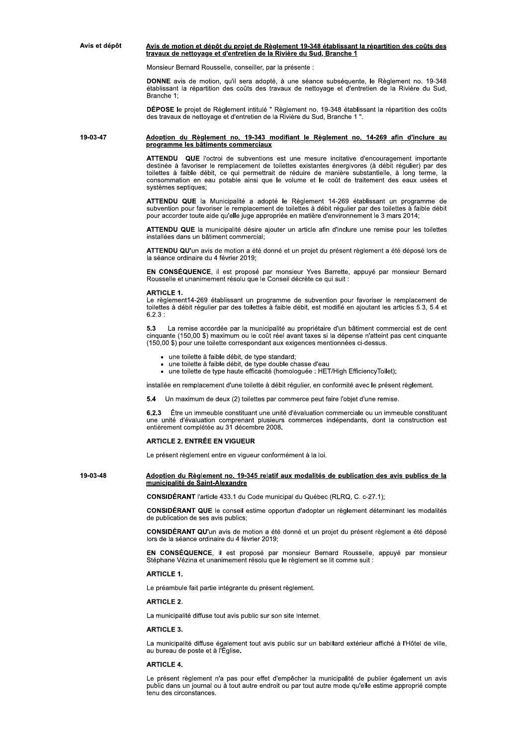**Avis et dépôt**

**Avis de motion et dépôt du projet de Règlement 19-348 établissant la répartition des coûts des travaux de nettoyage et d'entretien de la Rivière du Sud, Branche 1**

Monsieur Bernard Rousselle, conseiller, par la présente :

**DONNE** avis de motion, qu'il sera adopté, à une séance subséquente, le Règlement no. 19-348 établissant la répartition des coûts des travaux de nettoyage et d'entretien de la Rivière du Sud, Branche 1;

**DÉPOSE** le projet de Règlement intitulé " Règlement no. 19-348 établissant la répartition des coûts des travaux de nettoyage et d'entretien de la Rivière du Sud, Branche 1 ".

**19-03-47**

**Adoption du Règlement no. 19-343 modifiant le Règlement no. 14-269 afin d'inclure au programme les bâtiments commerciaux**

**ATTENDU QUE** l'octroi de subventions est une mesure incitative d'encouragement importante destinée à favoriser le remplacement de toilettes existantes énergivores (à débit régulier) par des toilettes à faible débit, ce qui permettrait de réduire de manière substantielle, à long terme, la consommation en eau potable ainsi que le volume et le coût de traitement des eaux usées et systèmes septiques;

**ATTENDU QUE** la Municipalité a adopté le Règlement 14-269 établissant un programme de subvention pour favoriser le remplacement de toilettes à débit régulier par des toilettes à faible débit pour accorder toute aide qu'elle juge appropriée en matière d'environnement le 3 mars 2014;

**ATTENDU QUE** la municipalité désire ajouter un article afin d'inclure une remise pour les toilettes installées dans un bâtiment commercial;

**ATTENDU QU'**un avis de motion a été donné et un projet du présent règlement a été déposé lors de la séance ordinaire du 4 février 2019;

**EN CONSÉQUENCE**, il est proposé par monsieur Yves Barrette, appuyé par monsieur Bernard Rousselle et unanimement résolu que le Conseil décrète ce qui suit :

**ARTICLE 1.**

Le règlement14-269 établissant un programme de subvention pour favoriser le remplacement de toilettes à débit régulier par des toilettes à faible débit, est modifié en ajoutant les articles 5.3, 5.4 et 6.2.3 :

**5.3** La remise accordée par la municipalité au propriétaire d'un bâtiment commercial est de cent cinquante (150,00 $) maximum ou le coût réel avant taxes si la dépense n'atteint pas cent cinquante (150,00 $) pour une toilette correspondant aux exigences mentionnées ci-dessus.

- une toilette à faible débit, de type standard;
- une toilette à faible débit, de type double chasse d'eau
- une toilette de type haute efficacité (homologuée : HET/High EfficiencyToilet);

installée en remplacement d'une toilette à débit régulier, en conformité avec le présent règlement.

**5.4** Un maximum de deux (2) toilettes par commerce peut faire l'objet d'une remise.

**6.2.3** Être un immeuble constituant une unité d'évaluation commerciale ou un immeuble constituant une unité d'évaluation comprenant plusieurs commerces indépendants, dont la construction est entièrement complétée au 31 décembre 2008.

**ARTICLE 2. ENTRÉE EN VIGUEUR**

Le présent règlement entre en vigueur conformément à la loi.

**19-03-48**

**Adoption du Règlement no. 19-345 relatif aux modalités de publication des avis publics de la municipalité de Saint-Alexandre**

**CONSIDÉRANT** l'article 433.1 du Code municipal du Québec (RLRQ, C. c-27.1);

**CONSIDÉRANT QUE** le conseil estime opportun d'adopter un règlement déterminant les modalités de publication de ses avis publics;

**CONSIDÉRANT QU'**un avis de motion a été donné et un projet du présent règlement a été déposé lors de la séance ordinaire du 4 février 2019;

**EN CONSÉQUENCE**, il est proposé par monsieur Bernard Rousselle, appuyé par monsieur Stéphane Vézina et unanimement résolu que le règlement se lit comme suit :

**ARTICLE 1.**

Le préambule fait partie intégrante du présent règlement.

**ARTICLE 2.**

La municipalité diffuse tout avis public sur son site Internet.

**ARTICLE 3.**

La municipalité diffuse également tout avis public sur un babillard extérieur affiché à l'Hôtel de ville, au bureau de poste et à l'Église.

**ARTICLE 4.**

Le présent règlement n'a pas pour effet d'empêcher la municipalité de publier également un avis public dans un journal ou à tout autre endroit ou par tout autre mode qu'elle estime approprié compte tenu des circonstances.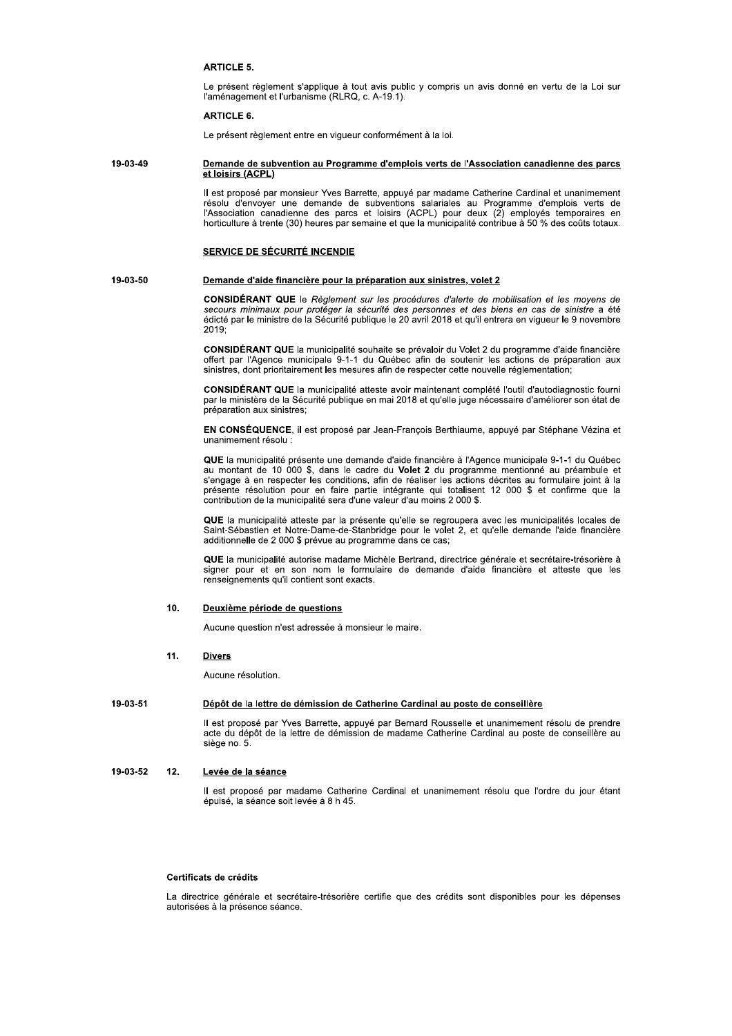**ARTICLE 5.**

Le présent règlement s'applique à tout avis public y compris un avis donné en vertu de la Loi sur l'aménagement et l'urbanisme (RLRQ, c. A-19.1).

**ARTICLE 6.**

Le présent règlement entre en vigueur conformément à la loi.

**19-03-49** **Demande de subvention au Programme d'emplois verts de l'Association canadienne des parcs et loisirs (ACPL)**

Il est proposé par monsieur Yves Barrette, appuyé par madame Catherine Cardinal et unanimement résolu d'envoyer une demande de subventions salariales au Programme d'emplois verts de l'Association canadienne des parcs et loisirs (ACPL) pour deux (2) employés temporaires en horticulture à trente (30) heures par semaine et que la municipalité contribue à 50 % des coûts totaux.

**SERVICE DE SÉCURITÉ INCENDIE**

**19-03-50** **Demande d'aide financière pour la préparation aux sinistres, volet 2**

**CONSIDÉRANT QUE** le *Règlement sur les procédures d'alerte de mobilisation et les moyens de secours minimaux pour protéger la sécurité des personnes et des biens en cas de sinistre* a été édicté par le ministre de la Sécurité publique le 20 avril 2018 et qu'il entrera en vigueur le 9 novembre 2019;

**CONSIDÉRANT QUE** la municipalité souhaite se prévaloir du Volet 2 du programme d'aide financière offert par l'Agence municipale 9-1-1 du Québec afin de soutenir les actions de préparation aux sinistres, dont prioritairement les mesures afin de respecter cette nouvelle réglementation;

**CONSIDÉRANT QUE** la municipalité atteste avoir maintenant complété l'outil d'autodiagnostic fourni par le ministère de la Sécurité publique en mai 2018 et qu'elle juge nécessaire d'améliorer son état de préparation aux sinistres;

**EN CONSÉQUENCE**, il est proposé par Jean-François Berthiaume, appuyé par Stéphane Vézina et unanimement résolu :

**QUE** la municipalité présente une demande d'aide financière à l'Agence municipale 9-1-1 du Québec au montant de 10 000 $, dans le cadre du **Volet 2** du programme mentionné au préambule et s'engage à en respecter les conditions, afin de réaliser les actions décrites au formulaire joint à la présente résolution pour en faire partie intégrante qui totalisent 12 000 $ et confirme que la contribution de la municipalité sera d'une valeur d'au moins 2 000 $.

**QUE** la municipalité atteste par la présente qu'elle se regroupera avec les municipalités locales de Saint-Sébastien et Notre-Dame-de-Stanbridge pour le volet 2, et qu'elle demande l'aide financière additionnelle de 2 000 $ prévue au programme dans ce cas;

**QUE** la municipalité autorise madame Michèle Bertrand, directrice générale et secrétaire-trésorière à signer pour et en son nom le formulaire de demande d'aide financière et atteste que les renseignements qu'il contient sont exacts.

**10. Deuxième période de questions**

Aucune question n'est adressée à monsieur le maire.

**11. Divers**

Aucune résolution.

**19-03-51** **Dépôt de la lettre de démission de Catherine Cardinal au poste de conseillère**

Il est proposé par Yves Barrette, appuyé par Bernard Rousselle et unanimement résolu de prendre acte du dépôt de la lettre de démission de madame Catherine Cardinal au poste de conseillère au siège no. 5.

**19-03-52** **12. Levée de la séance**

Il est proposé par madame Catherine Cardinal et unanimement résolu que l'ordre du jour étant épuisé, la séance soit levée à 8 h 45.

**Certificats de crédits**

La directrice générale et secrétaire-trésorière certifie que des crédits sont disponibles pour les dépenses autorisées à la présence séance.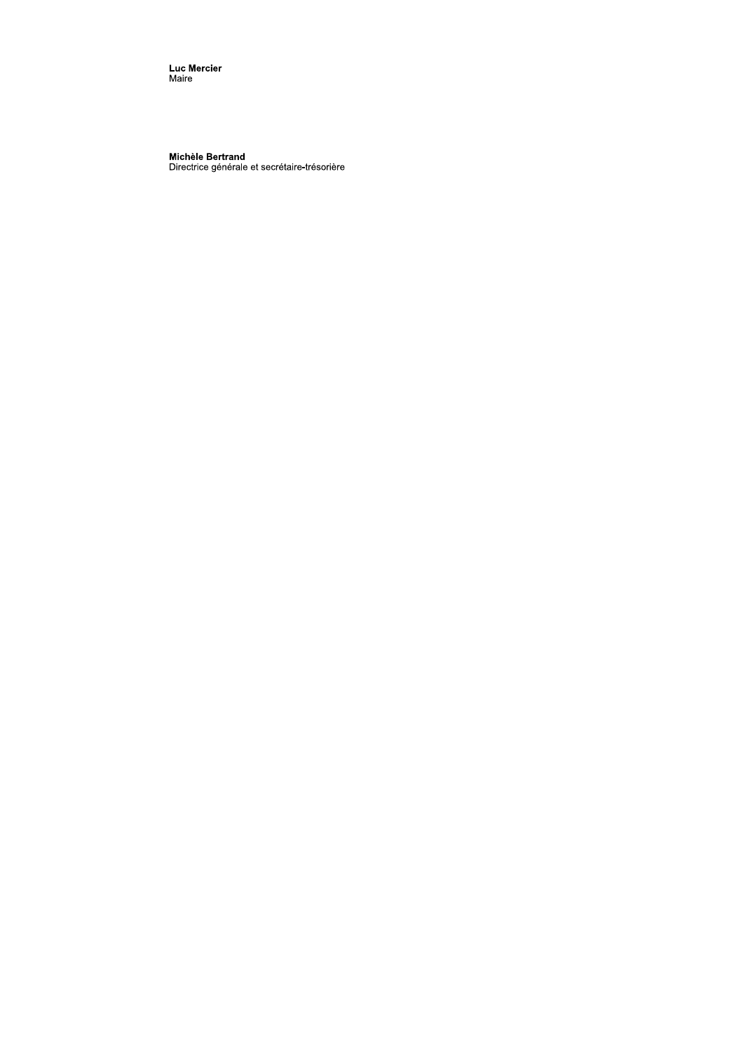**Luc Mercier**
Maire

**Michèle Bertrand**
Directrice générale et secrétaire-trésorière